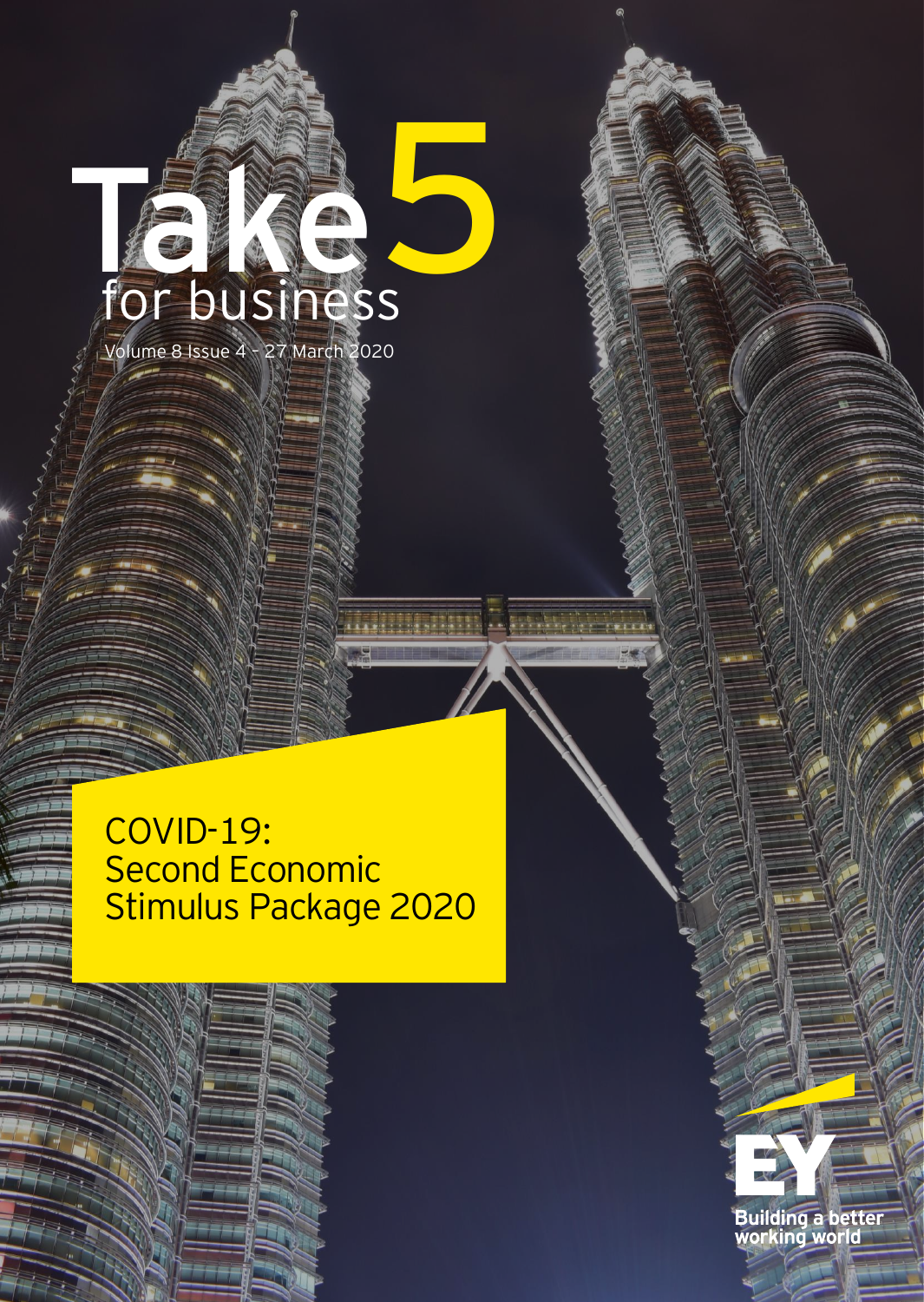# Take 5 for business

Volume 8 Issue 4 - 27 March 2020

## COVID-19: Second Economic Stimulus Package 2020

EY

Building a better working world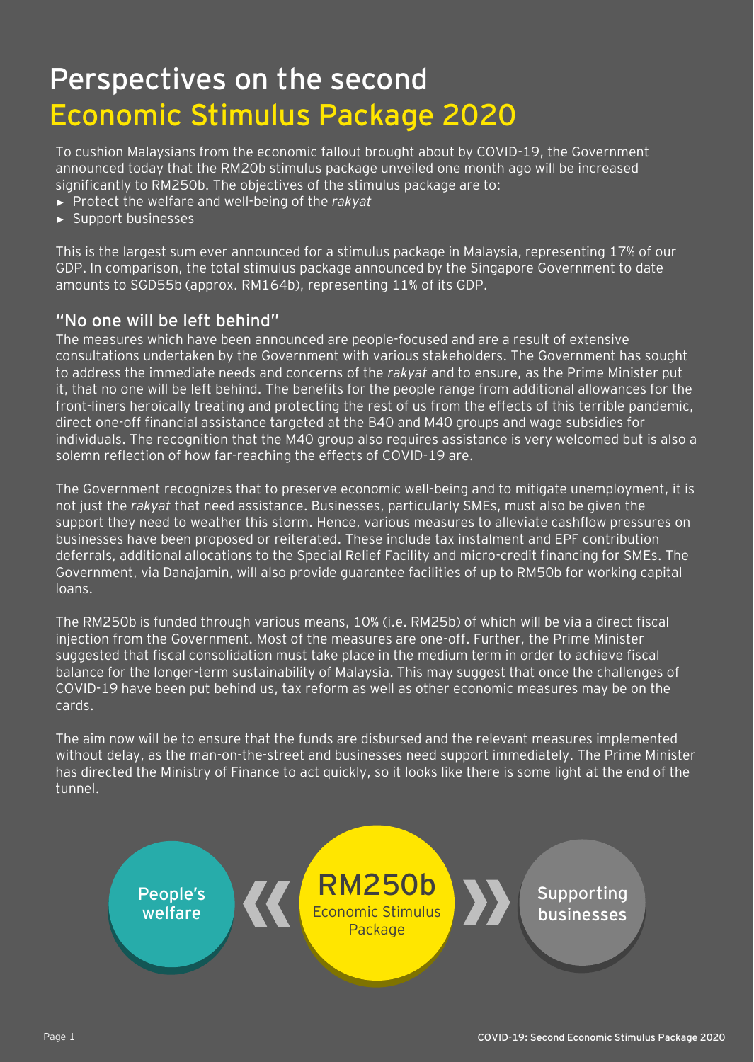# Perspectives on the second Economic Stimulus Package 2020

To cushion Malaysians from the economic fallout brought about by COVID-19, the Government announced today that the RM20b stimulus package unveiled one month ago will be increased significantly to RM250b. The objectives of the stimulus package are to:

- Protect the welfare and well-being of the *rakyat*
- Support businesses

This is the largest sum ever announced for a stimulus package in Malaysia, representing 17% of our GDP. In comparison, the total stimulus package announced by the Singapore Government to date amounts to SGD55b (approx. RM164b), representing 11% of its GDP.

## "No one will be left behind"

The measures which have been announced are people-focused and are a result of extensive consultations undertaken by the Government with various stakeholders. The Government has sought to address the immediate needs and concerns of the *rakyat* and to ensure, as the Prime Minister put it, that no one will be left behind. The benefits for the people range from additional allowances for the front-liners heroically treating and protecting the rest of us from the effects of this terrible pandemic, direct one-off financial assistance targeted at the B40 and M40 groups and wage subsidies for individuals. The recognition that the M40 group also requires assistance is very welcomed but is also a solemn reflection of how far-reaching the effects of COVID-19 are.

The Government recognizes that to preserve economic well-being and to mitigate unemployment, it is not just the *rakyat* that need assistance. Businesses, particularly SMEs, must also be given the support they need to weather this storm. Hence, various measures to alleviate cashflow pressures on businesses have been proposed or reiterated. These include tax instalment and EPF contribution deferrals, additional allocations to the Special Relief Facility and micro-credit financing for SMEs. The Government, via Danajamin, will also provide guarantee facilities of up to RM50b for working capital loans.

The RM250b is funded through various means, 10% (i.e. RM25b) of which will be via a direct fiscal injection from the Government. Most of the measures are one-off. Further, the Prime Minister suggested that fiscal consolidation must take place in the medium term in order to achieve fiscal balance for the longer-term sustainability of Malaysia. This may suggest that once the challenges of COVID-19 have been put behind us, tax reform as well as other economic measures may be on the cards.

The aim now will be to ensure that the funds are disbursed and the relevant measures implemented without delay, as the man-on-the-street and businesses need support immediately. The Prime Minister has directed the Ministry of Finance to act quickly, so it looks like there is some light at the end of the tunnel.

People's welfare « **RM250b** Economic Stimulus Package » Supporting businesses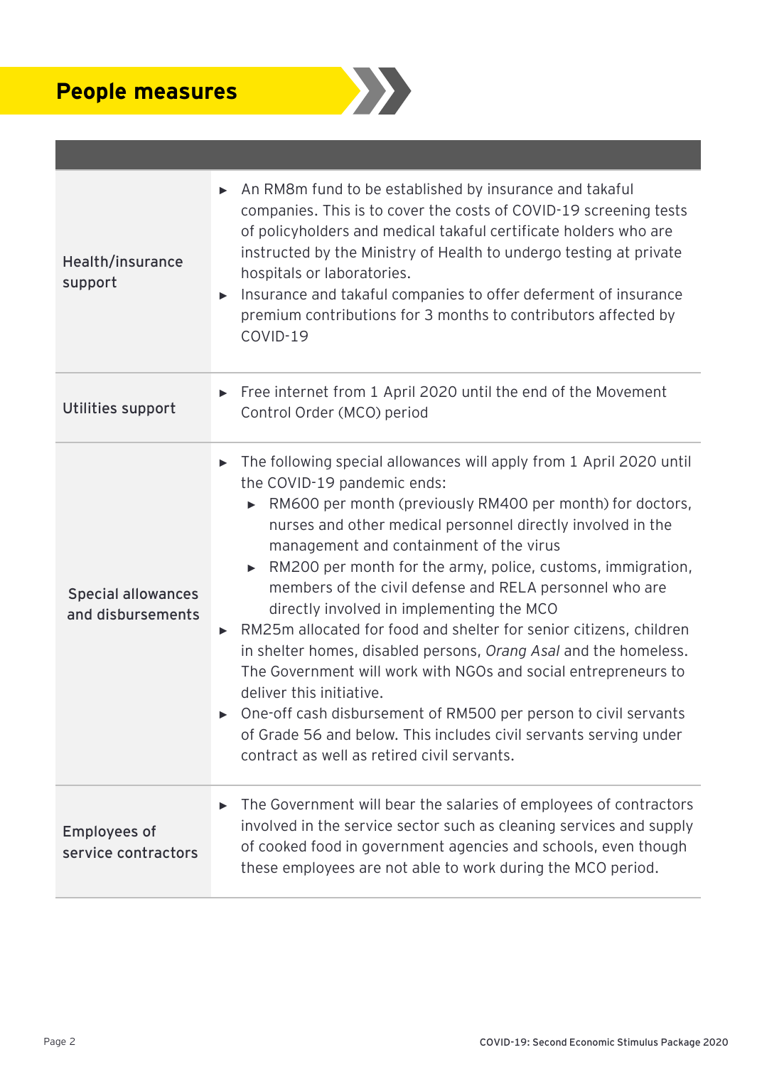## People measures

| | |
|---|---|
| Health/insurance support | ▸ An RM8m fund to be established by insurance and takaful companies. This is to cover the costs of COVID-19 screening tests of policyholders and medical takaful certificate holders who are instructed by the Ministry of Health to undergo testing at private hospitals or laboratories.<br>▸ Insurance and takaful companies to offer deferment of insurance premium contributions for 3 months to contributors affected by COVID-19 |
| Utilities support | ▸ Free internet from 1 April 2020 until the end of the Movement Control Order (MCO) period |
| Special allowances and disbursements | ▸ The following special allowances will apply from 1 April 2020 until the COVID-19 pandemic ends:<br>&nbsp;&nbsp;&nbsp;&nbsp;▸ RM600 per month (previously RM400 per month) for doctors, nurses and other medical personnel directly involved in the management and containment of the virus<br>&nbsp;&nbsp;&nbsp;&nbsp;▸ RM200 per month for the army, police, customs, immigration, members of the civil defense and RELA personnel who are directly involved in implementing the MCO<br>▸ RM25m allocated for food and shelter for senior citizens, children in shelter homes, disabled persons, *Orang Asal* and the homeless. The Government will work with NGOs and social entrepreneurs to deliver this initiative.<br>▸ One-off cash disbursement of RM500 per person to civil servants of Grade 56 and below. This includes civil servants serving under contract as well as retired civil servants. |
| Employees of service contractors | ▸ The Government will bear the salaries of employees of contractors involved in the service sector such as cleaning services and supply of cooked food in government agencies and schools, even though these employees are not able to work during the MCO period. |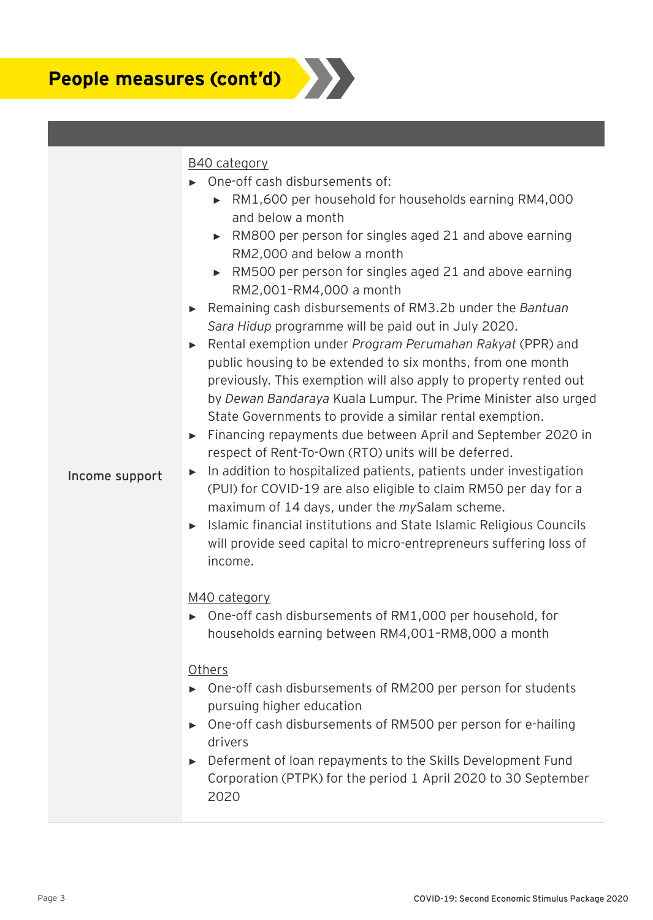## People measures (cont'd)

| | |
|---|---|
| Income support | <u>B40 category</u><br>► One-off cash disbursements of:<br>&nbsp;&nbsp;► RM1,600 per household for households earning RM4,000 and below a month<br>&nbsp;&nbsp;► RM800 per person for singles aged 21 and above earning RM2,000 and below a month<br>&nbsp;&nbsp;► RM500 per person for singles aged 21 and above earning RM2,001-RM4,000 a month<br>► Remaining cash disbursements of RM3.2b under the *Bantuan Sara Hidup* programme will be paid out in July 2020.<br>► Rental exemption under *Program Perumahan Rakyat* (PPR) and public housing to be extended to six months, from one month previously. This exemption will also apply to property rented out by *Dewan Bandaraya* Kuala Lumpur. The Prime Minister also urged State Governments to provide a similar rental exemption.<br>► Financing repayments due between April and September 2020 in respect of Rent-To-Own (RTO) units will be deferred.<br>► In addition to hospitalized patients, patients under investigation (PUI) for COVID-19 are also eligible to claim RM50 per day for a maximum of 14 days, under the *my*Salam scheme.<br>► Islamic financial institutions and State Islamic Religious Councils will provide seed capital to micro-entrepreneurs suffering loss of income.<br><br><u>M40 category</u><br>► One-off cash disbursements of RM1,000 per household, for households earning between RM4,001-RM8,000 a month<br><br><u>Others</u><br>► One-off cash disbursements of RM200 per person for students pursuing higher education<br>► One-off cash disbursements of RM500 per person for e-hailing drivers<br>► Deferment of loan repayments to the Skills Development Fund Corporation (PTPK) for the period 1 April 2020 to 30 September 2020 |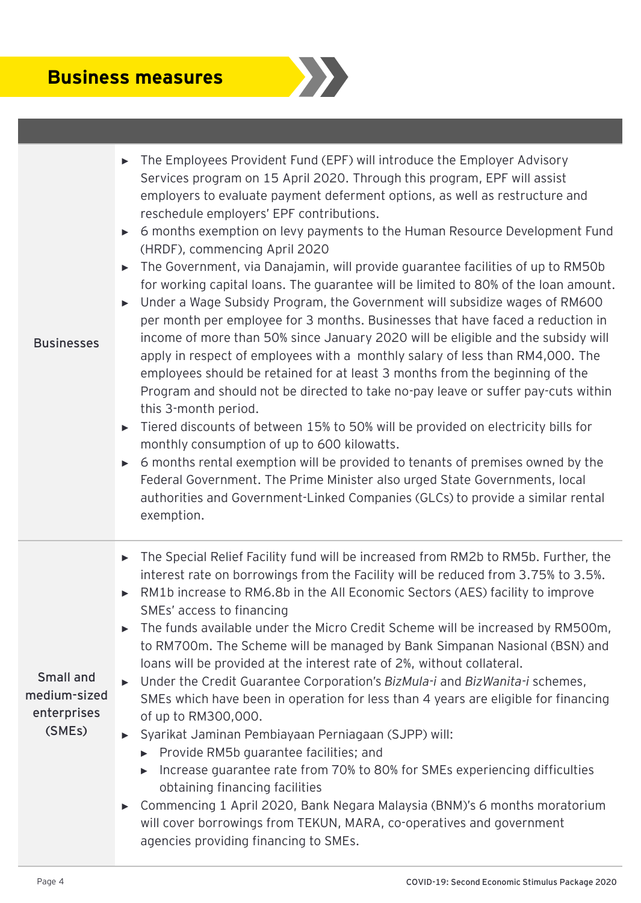# Business measures

| | |
|---|---|
| Businesses | ► The Employees Provident Fund (EPF) will introduce the Employer Advisory Services program on 15 April 2020. Through this program, EPF will assist employers to evaluate payment deferment options, as well as restructure and reschedule employers' EPF contributions.<br>► 6 months exemption on levy payments to the Human Resource Development Fund (HRDF), commencing April 2020<br>► The Government, via Danajamin, will provide guarantee facilities of up to RM50b for working capital loans. The guarantee will be limited to 80% of the loan amount.<br>► Under a Wage Subsidy Program, the Government will subsidize wages of RM600 per month per employee for 3 months. Businesses that have faced a reduction in income of more than 50% since January 2020 will be eligible and the subsidy will apply in respect of employees with a monthly salary of less than RM4,000. The employees should be retained for at least 3 months from the beginning of the Program and should not be directed to take no-pay leave or suffer pay-cuts within this 3-month period.<br>► Tiered discounts of between 15% to 50% will be provided on electricity bills for monthly consumption of up to 600 kilowatts.<br>► 6 months rental exemption will be provided to tenants of premises owned by the Federal Government. The Prime Minister also urged State Governments, local authorities and Government-Linked Companies (GLCs) to provide a similar rental exemption. |
| Small and medium-sized enterprises (SMEs) | ► The Special Relief Facility fund will be increased from RM2b to RM5b. Further, the interest rate on borrowings from the Facility will be reduced from 3.75% to 3.5%.<br>► RM1b increase to RM6.8b in the All Economic Sectors (AES) facility to improve SMEs' access to financing<br>► The funds available under the Micro Credit Scheme will be increased by RM500m, to RM700m. The Scheme will be managed by Bank Simpanan Nasional (BSN) and loans will be provided at the interest rate of 2%, without collateral.<br>► Under the Credit Guarantee Corporation's *BizMula-i* and *BizWanita-i* schemes, SMEs which have been in operation for less than 4 years are eligible for financing of up to RM300,000.<br>► Syarikat Jaminan Pembiayaan Perniagaan (SJPP) will:<br>&nbsp;&nbsp;&nbsp;&nbsp;► Provide RM5b guarantee facilities; and<br>&nbsp;&nbsp;&nbsp;&nbsp;► Increase guarantee rate from 70% to 80% for SMEs experiencing difficulties obtaining financing facilities<br>► Commencing 1 April 2020, Bank Negara Malaysia (BNM)'s 6 months moratorium will cover borrowings from TEKUN, MARA, co-operatives and government agencies providing financing to SMEs. |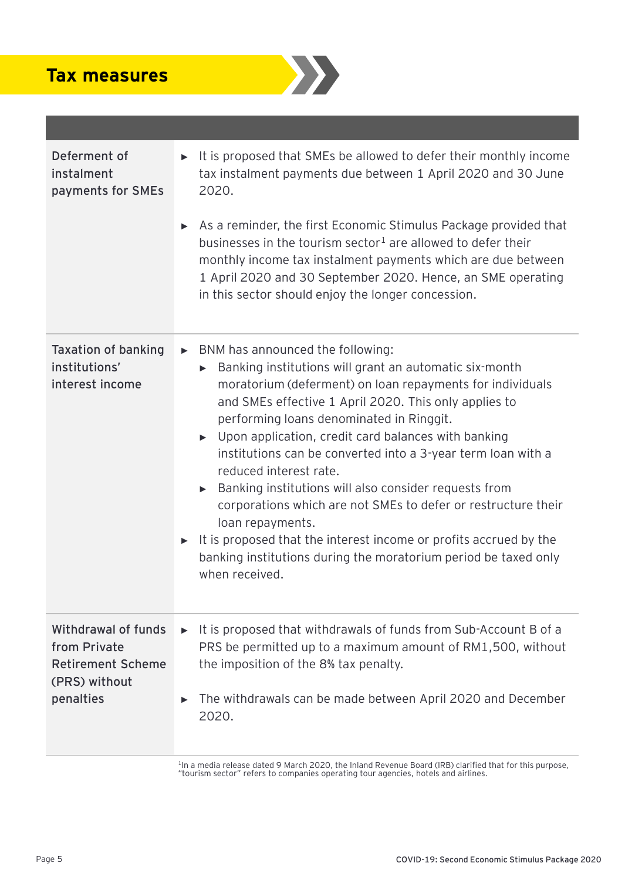# Tax measures

| | |
|---|---|
| Deferment of instalment payments for SMEs | ▸ It is proposed that SMEs be allowed to defer their monthly income tax instalment payments due between 1 April 2020 and 30 June 2020.<br><br>▸ As a reminder, the first Economic Stimulus Package provided that businesses in the tourism sector[1] are allowed to defer their monthly income tax instalment payments which are due between 1 April 2020 and 30 September 2020. Hence, an SME operating in this sector should enjoy the longer concession. |
| Taxation of banking institutions' interest income | ▸ BNM has announced the following:<br>&nbsp;&nbsp;▸ Banking institutions will grant an automatic six-month moratorium (deferment) on loan repayments for individuals and SMEs effective 1 April 2020. This only applies to performing loans denominated in Ringgit.<br>&nbsp;&nbsp;▸ Upon application, credit card balances with banking institutions can be converted into a 3-year term loan with a reduced interest rate.<br>&nbsp;&nbsp;▸ Banking institutions will also consider requests from corporations which are not SMEs to defer or restructure their loan repayments.<br>▸ It is proposed that the interest income or profits accrued by the banking institutions during the moratorium period be taxed only when received. |
| Withdrawal of funds from Private Retirement Scheme (PRS) without penalties | ▸ It is proposed that withdrawals of funds from Sub-Account B of a PRS be permitted up to a maximum amount of RM1,500, without the imposition of the 8% tax penalty.<br><br>▸ The withdrawals can be made between April 2020 and December 2020. |

[1] In a media release dated 9 March 2020, the Inland Revenue Board (IRB) clarified that for this purpose, "tourism sector" refers to companies operating tour agencies, hotels and airlines.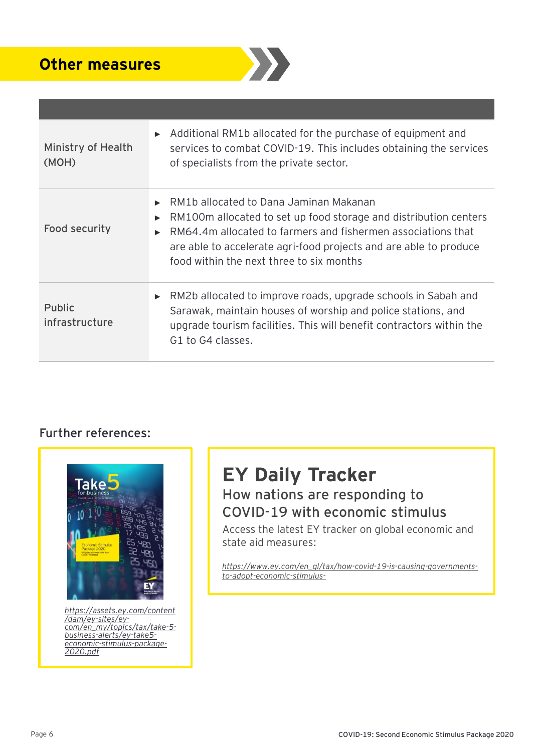## Other measures

| | |
|---|---|
| Ministry of Health (MOH) | ► Additional RM1b allocated for the purchase of equipment and services to combat COVID-19. This includes obtaining the services of specialists from the private sector. |
| Food security | ► RM1b allocated to Dana Jaminan Makanan<br>► RM100m allocated to set up food storage and distribution centers<br>► RM64.4m allocated to farmers and fishermen associations that are able to accelerate agri-food projects and are able to produce food within the next three to six months |
| Public infrastructure | ► RM2b allocated to improve roads, upgrade schools in Sabah and Sarawak, maintain houses of worship and police stations, and upgrade tourism facilities. This will benefit contractors within the G1 to G4 classes. |

### Further references:

*https://assets.ey.com/content/dam/ey-sites/ey-com/en_my/topics/tax/take-5-business-alerts/ey-take5-economic-stimulus-package-2020.pdf*

## EY Daily Tracker

### How nations are responding to COVID-19 with economic stimulus

Access the latest EY tracker on global economic and state aid measures:

*https://www.ey.com/en_gl/tax/how-covid-19-is-causing-governments-to-adopt-economic-stimulus-*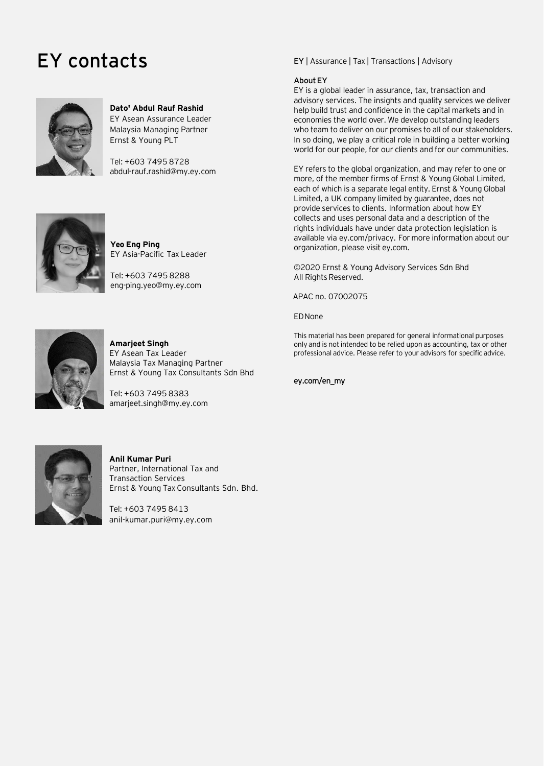# EY contacts

**Dato' Abdul Rauf Rashid**
EY Asean Assurance Leader
Malaysia Managing Partner
Ernst & Young PLT

Tel: +603 7495 8728
abdul-rauf.rashid@my.ey.com

**Yeo Eng Ping**
EY Asia-Pacific Tax Leader

Tel: +603 7495 8288
eng-ping.yeo@my.ey.com

**Amarjeet Singh**
EY Asean Tax Leader
Malaysia Tax Managing Partner
Ernst & Young Tax Consultants Sdn Bhd

Tel: +603 7495 8383
amarjeet.singh@my.ey.com

**Anil Kumar Puri**
Partner, International Tax and Transaction Services
Ernst & Young Tax Consultants Sdn. Bhd.

Tel: +603 7495 8413
anil-kumar.puri@my.ey.com

EY | Assurance | Tax | Transactions | Advisory

**About EY**

EY is a global leader in assurance, tax, transaction and advisory services. The insights and quality services we deliver help build trust and confidence in the capital markets and in economies the world over. We develop outstanding leaders who team to deliver on our promises to all of our stakeholders. In so doing, we play a critical role in building a better working world for our people, for our clients and for our communities.

EY refers to the global organization, and may refer to one or more, of the member firms of Ernst & Young Global Limited, each of which is a separate legal entity. Ernst & Young Global Limited, a UK company limited by guarantee, does not provide services to clients. Information about how EY collects and uses personal data and a description of the rights individuals have under data protection legislation is available via ey.com/privacy. For more information about our organization, please visit ey.com.

©2020 Ernst & Young Advisory Services Sdn Bhd
All Rights Reserved.

APAC no. 07002075

ED None

This material has been prepared for general informational purposes only and is not intended to be relied upon as accounting, tax or other professional advice. Please refer to your advisors for specific advice.

ey.com/en_my